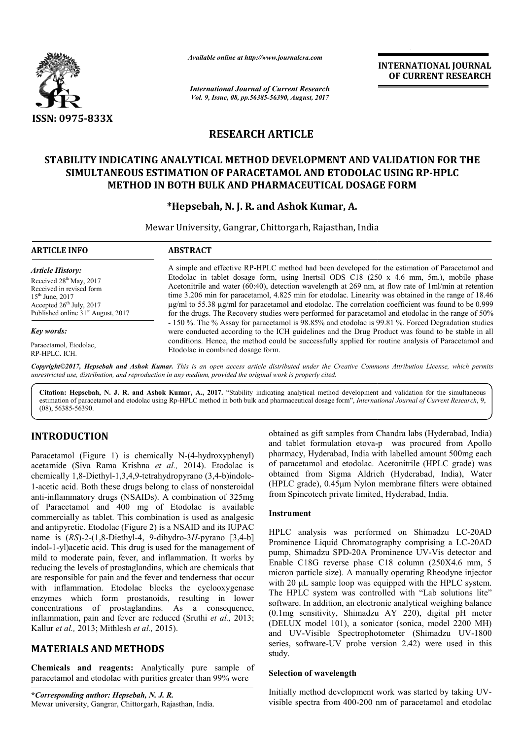*Available online at http://www.journalcra.com*

*International Journal of Current Research*
*Vol. 9, Issue, 08, pp.56385-56390, August, 2017*

**INTERNATIONAL JOURNAL OF CURRENT RESEARCH**

ISSN: 0975-833X

## RESEARCH ARTICLE

# STABILITY INDICATING ANALYTICAL METHOD DEVELOPMENT AND VALIDATION FOR THE SIMULTANEOUS ESTIMATION OF PARACETAMOL AND ETODOLAC USING RP-HPLC METHOD IN BOTH BULK AND PHARMACEUTICAL DOSAGE FORM

**\*Hepsebah, N. J. R. and Ashok Kumar, A.**

Mewar University, Gangrar, Chittorgarh, Rajasthan, India

**ARTICLE INFO**

*Article History:*

Received 28th May, 2017
Received in revised form
15th June, 2017
Accepted 26th July, 2017
Published online 31st August, 2017

*Key words:*

Paracetamol, Etodolac, RP-HPLC, ICH.

**ABSTRACT**

A simple and effective RP-HPLC method had been developed for the estimation of Paracetamol and Etodolac in tablet dosage form, using Inertsil ODS C18 (250 x 4.6 mm, 5m.), mobile phase Acetonitrile and water (60:40), detection wavelength at 269 nm, at flow rate of 1ml/min at retention time 3.206 min for paracetamol, 4.825 min for etodolac. Linearity was obtained in the range of 18.46 µg/ml to 55.38 µg/ml for paracetamol and etodolac. The correlation coefficient was found to be 0.999 for the drugs. The Recovery studies were performed for paracetamol and etodolac in the range of 50% - 150 %. The % Assay for paracetamol is 98.85% and etodolac is 99.81 %. Forced Degradation studies were conducted according to the ICH guidelines and the Drug Product was found to be stable in all conditions. Hence, the method could be successfully applied for routine analysis of Paracetamol and Etodolac in combined dosage form.

***Copyright©2017, Hepsebah and Ashok Kumar.** This is an open access article distributed under the Creative Commons Attribution License, which permits unrestricted use, distribution, and reproduction in any medium, provided the original work is properly cited.*

**Citation: Hepsebah, N. J. R. and Ashok Kumar, A., 2017.** "Stability indicating analytical method development and validation for the simultaneous estimation of paracetamol and etodolac using Rp-HPLC method in both bulk and pharmaceutical dosage form", *International Journal of Current Research*, 9, (08), 56385-56390.

## INTRODUCTION

Paracetamol (Figure 1) is chemically N-(4-hydroxyphenyl) acetamide (Siva Rama Krishna *et al.,* 2014). Etodolac is chemically 1,8-Diethyl-1,3,4,9-tetrahydropyrano (3,4-b)indole-1-acetic acid. Both these drugs belong to class of nonsteroidal anti-inflammatory drugs (NSAIDs). A combination of 325mg of Paracetamol and 400 mg of Etodolac is available commercially as tablet. This combination is used as analgesic and antipyretic. Etodolac (Figure 2) is a NSAID and its IUPAC name is (*RS*)-2-(1,8-Diethyl-4, 9-dihydro-3*H*-pyrano [3,4-b] indol-1-yl)acetic acid. This drug is used for the management of mild to moderate pain, fever, and inflammation. It works by reducing the levels of prostaglandins, which are chemicals that are responsible for pain and the fever and tenderness that occur with inflammation. Etodolac blocks the cyclooxygenase enzymes which form prostanoids, resulting in lower concentrations of prostaglandins. As a consequence, inflammation, pain and fever are reduced (Sruthi *et al.,* 2013; Kallur *et al.,* 2013; Mithlesh *et al.,* 2015).

## MATERIALS AND METHODS

**Chemicals and reagents:** Analytically pure sample of paracetamol and etodolac with purities greater than 99% were obtained as gift samples from Chandra labs (Hyderabad, India) and tablet formulation etova-p was procured from Apollo pharmacy, Hyderabad, India with labelled amount 500mg each of paracetamol and etodolac. Acetonitrile (HPLC grade) was obtained from Sigma Aldrich (Hyderabad, India), Water (HPLC grade), 0.45µm Nylon membrane filters were obtained from Spincotech private limited, Hyderabad, India.

**\*Corresponding author: Hepsebah, N. J. R.**
Mewar university, Gangrar, Chittorgarh, Rajasthan, India.

### Instrument

HPLC analysis was performed on Shimadzu LC-20AD Prominence Liquid Chromatography comprising a LC-20AD pump, Shimadzu SPD-20A Prominence UV-Vis detector and Enable C18G reverse phase C18 column (250X4.6 mm, 5 micron particle size). A manually operating Rheodyne injector with 20 µL sample loop was equipped with the HPLC system. The HPLC system was controlled with "Lab solutions lite" software. In addition, an electronic analytical weighing balance (0.1mg sensitivity, Shimadzu AY 220), digital pH meter (DELUX model 101), a sonicator (sonica, model 2200 MH) and UV-Visible Spectrophotometer (Shimadzu UV-1800 series, software-UV probe version 2.42) were used in this study.

### Selection of wavelength

Initially method development work was started by taking UV-visible spectra from 400-200 nm of paracetamol and etodolac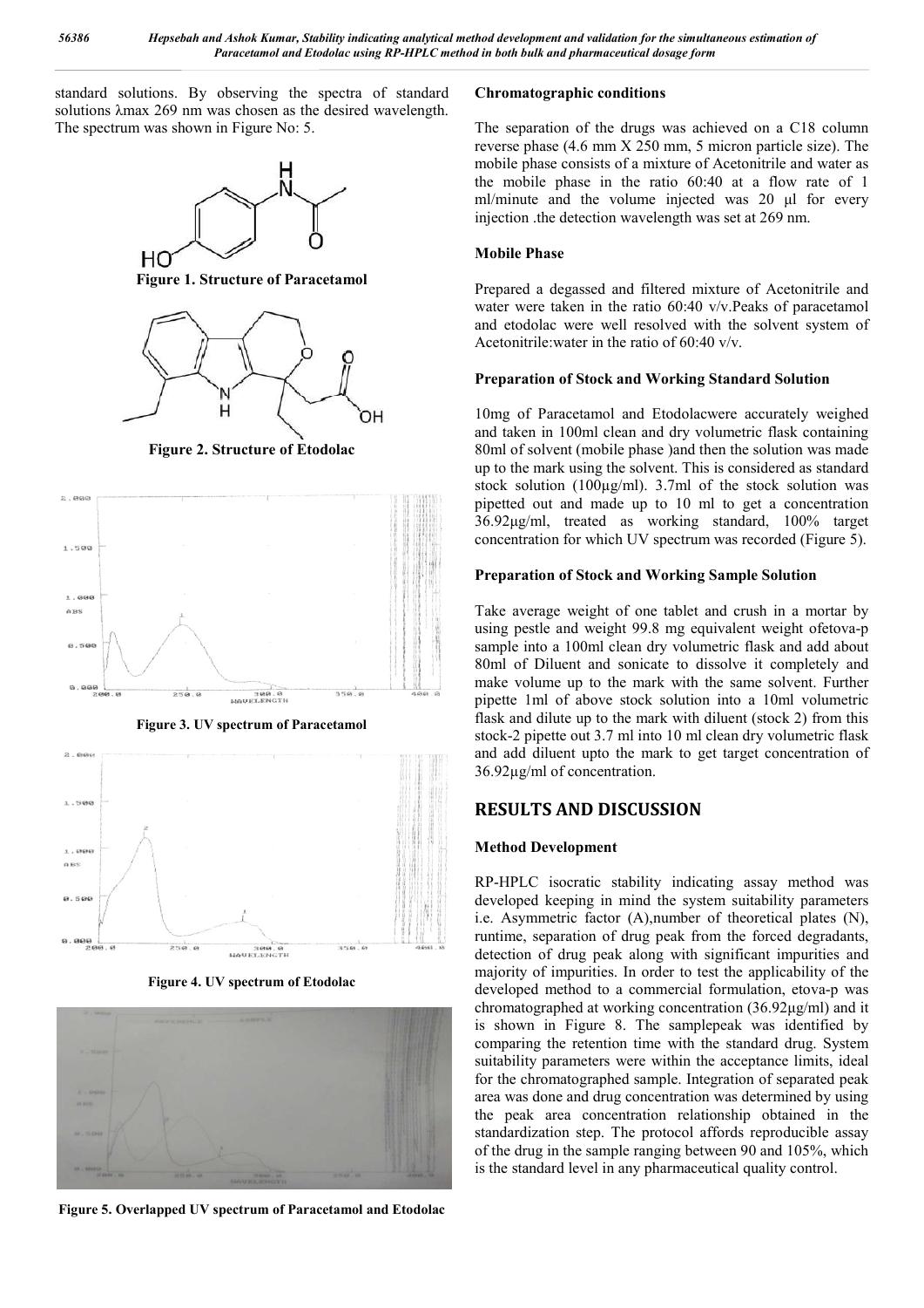standard solutions. By observing the spectra of standard solutions λmax 269 nm was chosen as the desired wavelength. The spectrum was shown in Figure No: 5.

**Figure 1. Structure of Paracetamol**

**Figure 2. Structure of Etodolac**

**Figure 3. UV spectrum of Paracetamol**

**Figure 4. UV spectrum of Etodolac**

**Figure 5. Overlapped UV spectrum of Paracetamol and Etodolac**

### Chromatographic conditions

The separation of the drugs was achieved on a C18 column reverse phase (4.6 mm X 250 mm, 5 micron particle size). The mobile phase consists of a mixture of Acetonitrile and water as the mobile phase in the ratio 60:40 at a flow rate of 1 ml/minute and the volume injected was 20 µl for every injection .the detection wavelength was set at 269 nm.

### Mobile Phase

Prepared a degassed and filtered mixture of Acetonitrile and water were taken in the ratio 60:40 v/v.Peaks of paracetamol and etodolac were well resolved with the solvent system of Acetonitrile:water in the ratio of 60:40 v/v.

### Preparation of Stock and Working Standard Solution

10mg of Paracetamol and Etodolacwere accurately weighed and taken in 100ml clean and dry volumetric flask containing 80ml of solvent (mobile phase )and then the solution was made up to the mark using the solvent. This is considered as standard stock solution (100µg/ml). 3.7ml of the stock solution was pipetted out and made up to 10 ml to get a concentration 36.92µg/ml, treated as working standard, 100% target concentration for which UV spectrum was recorded (Figure 5).

### Preparation of Stock and Working Sample Solution

Take average weight of one tablet and crush in a mortar by using pestle and weight 99.8 mg equivalent weight ofetova-p sample into a 100ml clean dry volumetric flask and add about 80ml of Diluent and sonicate to dissolve it completely and make volume up to the mark with the same solvent. Further pipette 1ml of above stock solution into a 10ml volumetric flask and dilute up to the mark with diluent (stock 2) from this stock-2 pipette out 3.7 ml into 10 ml clean dry volumetric flask and add diluent upto the mark to get target concentration of 36.92µg/ml of concentration.

## RESULTS AND DISCUSSION

### Method Development

RP-HPLC isocratic stability indicating assay method was developed keeping in mind the system suitability parameters i.e. Asymmetric factor (A),number of theoretical plates (N), runtime, separation of drug peak from the forced degradants, detection of drug peak along with significant impurities and majority of impurities. In order to test the applicability of the developed method to a commercial formulation, etova-p was chromatographed at working concentration (36.92µg/ml) and it is shown in Figure 8. The samplepeak was identified by comparing the retention time with the standard drug. System suitability parameters were within the acceptance limits, ideal for the chromatographed sample. Integration of separated peak area was done and drug concentration was determined by using the peak area concentration relationship obtained in the standardization step. The protocol affords reproducible assay of the drug in the sample ranging between 90 and 105%, which is the standard level in any pharmaceutical quality control.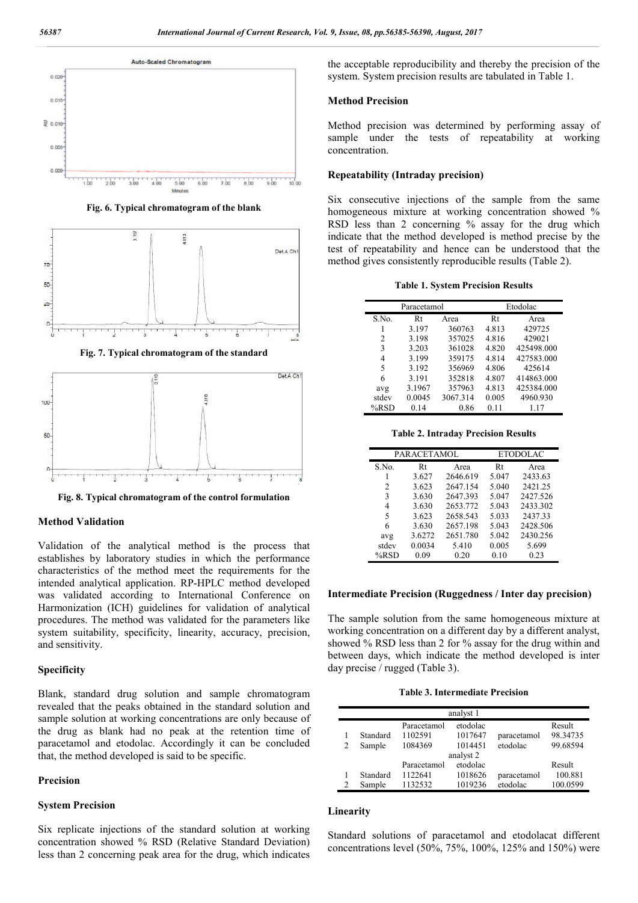Fig. 6. Typical chromatogram of the blank

Fig. 7. Typical chromatogram of the standard

Fig. 8. Typical chromatogram of the control formulation

## Method Validation

Validation of the analytical method is the process that establishes by laboratory studies in which the performance characteristics of the method meet the requirements for the intended analytical application. RP-HPLC method developed was validated according to International Conference on Harmonization (ICH) guidelines for validation of analytical procedures. The method was validated for the parameters like system suitability, specificity, linearity, accuracy, precision, and sensitivity.

### Specificity

Blank, standard drug solution and sample chromatogram revealed that the peaks obtained in the standard solution and sample solution at working concentrations are only because of the drug as blank had no peak at the retention time of paracetamol and etodolac. Accordingly it can be concluded that, the method developed is said to be specific.

### Precision

### System Precision

Six replicate injections of the standard solution at working concentration showed % RSD (Relative Standard Deviation) less than 2 concerning peak area for the drug, which indicates the acceptable reproducibility and thereby the precision of the system. System precision results are tabulated in Table 1.

### Method Precision

Method precision was determined by performing assay of sample under the tests of repeatability at working concentration.

### Repeatability (Intraday precision)

Six consecutive injections of the sample from the same homogeneous mixture at working concentration showed % RSD less than 2 concerning % assay for the drug which indicate that the method developed is method precise by the test of repeatability and hence can be understood that the method gives consistently reproducible results (Table 2).

**Table 1. System Precision Results**

| | Paracetamol | | Etodolac | |
|---|---|---|---|---|
| S.No. | Rt | Area | Rt | Area |
| 1 | 3.197 | 360763 | 4.813 | 429725 |
| 2 | 3.198 | 357025 | 4.816 | 429021 |
| 3 | 3.203 | 361028 | 4.820 | 425498.000 |
| 4 | 3.199 | 359175 | 4.814 | 427583.000 |
| 5 | 3.192 | 356969 | 4.806 | 425614 |
| 6 | 3.191 | 352818 | 4.807 | 414863.000 |
| avg | 3.1967 | 357963 | 4.813 | 425384.000 |
| stdev | 0.0045 | 3067.314 | 0.005 | 4960.930 |
| %RSD | 0.14 | 0.86 | 0.11 | 1.17 |

**Table 2. Intraday Precision Results**

| | PARACETAMOL | | ETODOLAC | |
|---|---|---|---|---|
| S.No. | Rt | Area | Rt | Area |
| 1 | 3.627 | 2646.619 | 5.047 | 2433.63 |
| 2 | 3.623 | 2647.154 | 5.040 | 2421.25 |
| 3 | 3.630 | 2647.393 | 5.047 | 2427.526 |
| 4 | 3.630 | 2653.772 | 5.043 | 2433.302 |
| 5 | 3.623 | 2658.543 | 5.033 | 2437.33 |
| 6 | 3.630 | 2657.198 | 5.043 | 2428.506 |
| avg | 3.6272 | 2651.780 | 5.042 | 2430.256 |
| stdev | 0.0034 | 5.410 | 0.005 | 5.699 |
| %RSD | 0.09 | 0.20 | 0.10 | 0.23 |

### Intermediate Precision (Ruggedness / Inter day precision)

The sample solution from the same homogeneous mixture at working concentration on a different day by a different analyst, showed % RSD less than 2 for % assay for the drug within and between days, which indicate the method developed is inter day precise / rugged (Table 3).

**Table 3. Intermediate Precision**

| | | analyst 1 | | | |
|---|---|---|---|---|---|
| | | Paracetamol | etodolac | | Result |
| 1 | Standard | 1102591 | 1017647 | paracetamol | 98.34735 |
| 2 | Sample | 1084369 | 1014451 | etodolac | 99.68594 |
| | | analyst 2 | | | |
| | | Paracetamol | etodolac | | Result |
| 1 | Standard | 1122641 | 1018626 | paracetamol | 100.881 |
| 2 | Sample | 1132532 | 1019236 | etodolac | 100.0599 |

### Linearity

Standard solutions of paracetamol and etodolacat different concentrations level (50%, 75%, 100%, 125% and 150%) were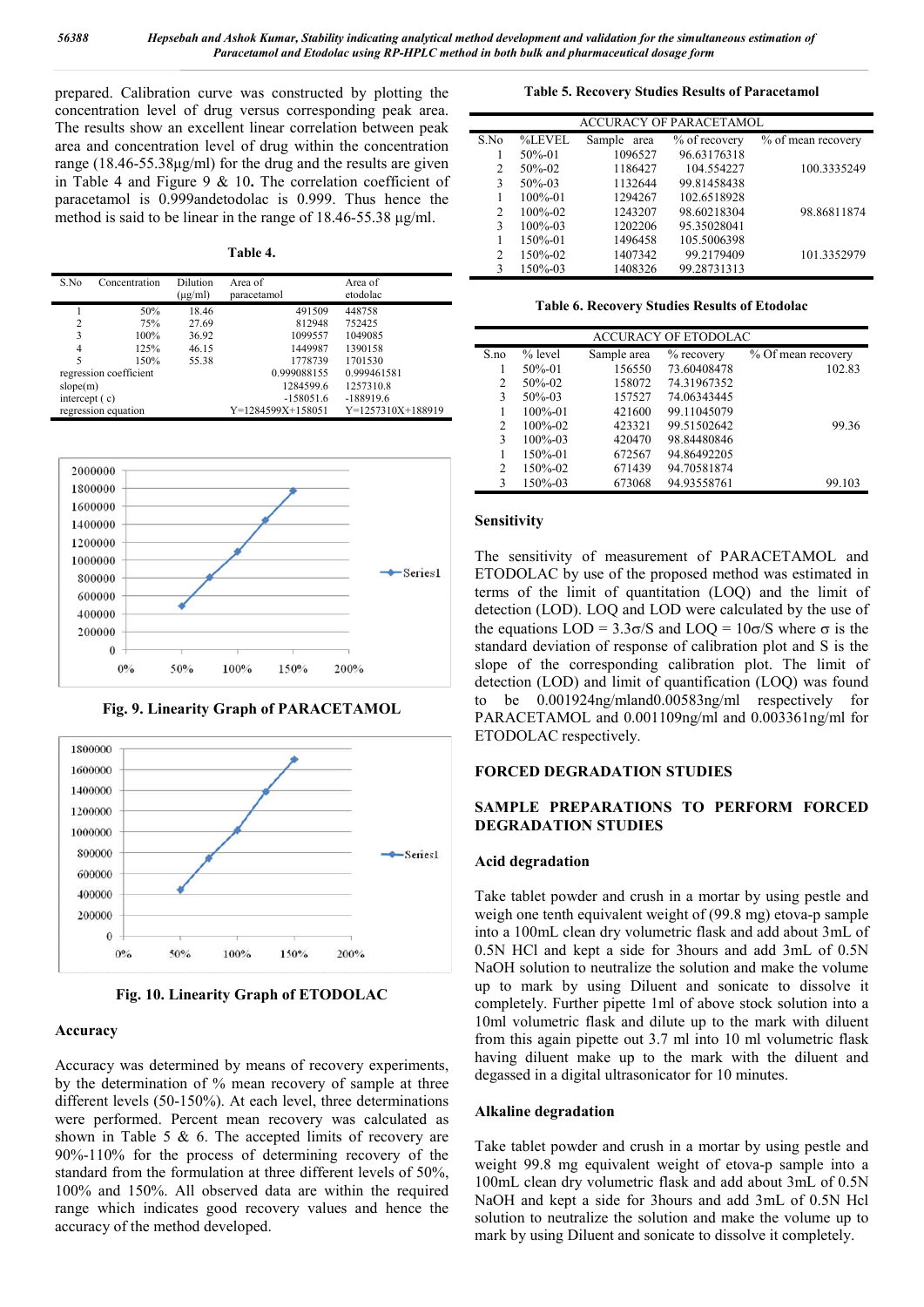prepared. Calibration curve was constructed by plotting the concentration level of drug versus corresponding peak area. The results show an excellent linear correlation between peak area and concentration level of drug within the concentration range (18.46-55.38μg/ml) for the drug and the results are given in Table 4 and Figure 9 & 10. The correlation coefficient of paracetamol is 0.999andetodolac is 0.999. Thus hence the method is said to be linear in the range of 18.46-55.38 μg/ml.

**Table 4.**

| S.No | Concentration | Dilution (μg/ml) | Area of paracetamol | Area of etodolac |
|---|---|---|---|---|
| 1 | 50% | 18.46 | 491509 | 448758 |
| 2 | 75% | 27.69 | 812948 | 752425 |
| 3 | 100% | 36.92 | 1099557 | 1049085 |
| 4 | 125% | 46.15 | 1449987 | 1390158 |
| 5 | 150% | 55.38 | 1778739 | 1701530 |
| regression coefficient | | | 0.999088155 | 0.999461581 |
| slope(m) | | | 1284599.6 | 1257310.8 |
| intercept ( c) | | | -158051.6 | -188919.6 |
| regression equation | | | Y=1284599X+158051 | Y=1257310X+188919 |

**Fig. 9. Linearity Graph of PARACETAMOL**

**Fig. 10. Linearity Graph of ETODOLAC**

### Accuracy

Accuracy was determined by means of recovery experiments, by the determination of % mean recovery of sample at three different levels (50-150%). At each level, three determinations were performed. Percent mean recovery was calculated as shown in Table 5 & 6. The accepted limits of recovery are 90%-110% for the process of determining recovery of the standard from the formulation at three different levels of 50%, 100% and 150%. All observed data are within the required range which indicates good recovery values and hence the accuracy of the method developed.

**Table 5. Recovery Studies Results of Paracetamol**

| ACCURACY OF PARACETAMOL | | | | |
|---|---|---|---|---|
| S.No | %LEVEL | Sample area | % of recovery | % of mean recovery |
| 1 | 50%-01 | 1096527 | 96.63176318 | |
| 2 | 50%-02 | 1186427 | 104.554227 | 100.3335249 |
| 3 | 50%-03 | 1132644 | 99.81458438 | |
| 1 | 100%-01 | 1294267 | 102.6518928 | |
| 2 | 100%-02 | 1243207 | 98.60218304 | 98.86811874 |
| 3 | 100%-03 | 1202206 | 95.35028041 | |
| 1 | 150%-01 | 1496458 | 105.5006398 | |
| 2 | 150%-02 | 1407342 | 99.2179409 | 101.3352979 |
| 3 | 150%-03 | 1408326 | 99.28731313 | |

**Table 6. Recovery Studies Results of Etodolac**

| ACCURACY OF ETODOLAC | | | | |
|---|---|---|---|---|
| S.no | % level | Sample area | % recovery | % Of mean recovery |
| 1 | 50%-01 | 156550 | 73.60408478 | 102.83 |
| 2 | 50%-02 | 158072 | 74.31967352 | |
| 3 | 50%-03 | 157527 | 74.06343445 | |
| 1 | 100%-01 | 421600 | 99.11045079 | |
| 2 | 100%-02 | 423321 | 99.51502642 | 99.36 |
| 3 | 100%-03 | 420470 | 98.84480846 | |
| 1 | 150%-01 | 672567 | 94.86492205 | |
| 2 | 150%-02 | 671439 | 94.70581874 | |
| 3 | 150%-03 | 673068 | 94.93558761 | 99.103 |

### Sensitivity

The sensitivity of measurement of PARACETAMOL and ETODOLAC by use of the proposed method was estimated in terms of the limit of quantitation (LOQ) and the limit of detection (LOD). LOQ and LOD were calculated by the use of the equations LOD = $3.3\sigma/S$ and LOQ = $10\sigma/S$ where $\sigma$ is the standard deviation of response of calibration plot and S is the slope of the corresponding calibration plot. The limit of detection (LOD) and limit of quantification (LOQ) was found to be 0.001924ng/mland0.00583ng/ml respectively for PARACETAMOL and 0.001109ng/ml and 0.003361ng/ml for ETODOLAC respectively.

## FORCED DEGRADATION STUDIES

## SAMPLE PREPARATIONS TO PERFORM FORCED DEGRADATION STUDIES

### Acid degradation

Take tablet powder and crush in a mortar by using pestle and weigh one tenth equivalent weight of (99.8 mg) etova-p sample into a 100mL clean dry volumetric flask and add about 3mL of 0.5N HCl and kept a side for 3hours and add 3mL of 0.5N NaOH solution to neutralize the solution and make the volume up to mark by using Diluent and sonicate to dissolve it completely. Further pipette 1ml of above stock solution into a 10ml volumetric flask and dilute up to the mark with diluent from this again pipette out 3.7 ml into 10 ml volumetric flask having diluent make up to the mark with the diluent and degassed in a digital ultrasonicator for 10 minutes.

### Alkaline degradation

Take tablet powder and crush in a mortar by using pestle and weight 99.8 mg equivalent weight of etova-p sample into a 100mL clean dry volumetric flask and add about 3mL of 0.5N NaOH and kept a side for 3hours and add 3mL of 0.5N Hcl solution to neutralize the solution and make the volume up to mark by using Diluent and sonicate to dissolve it completely.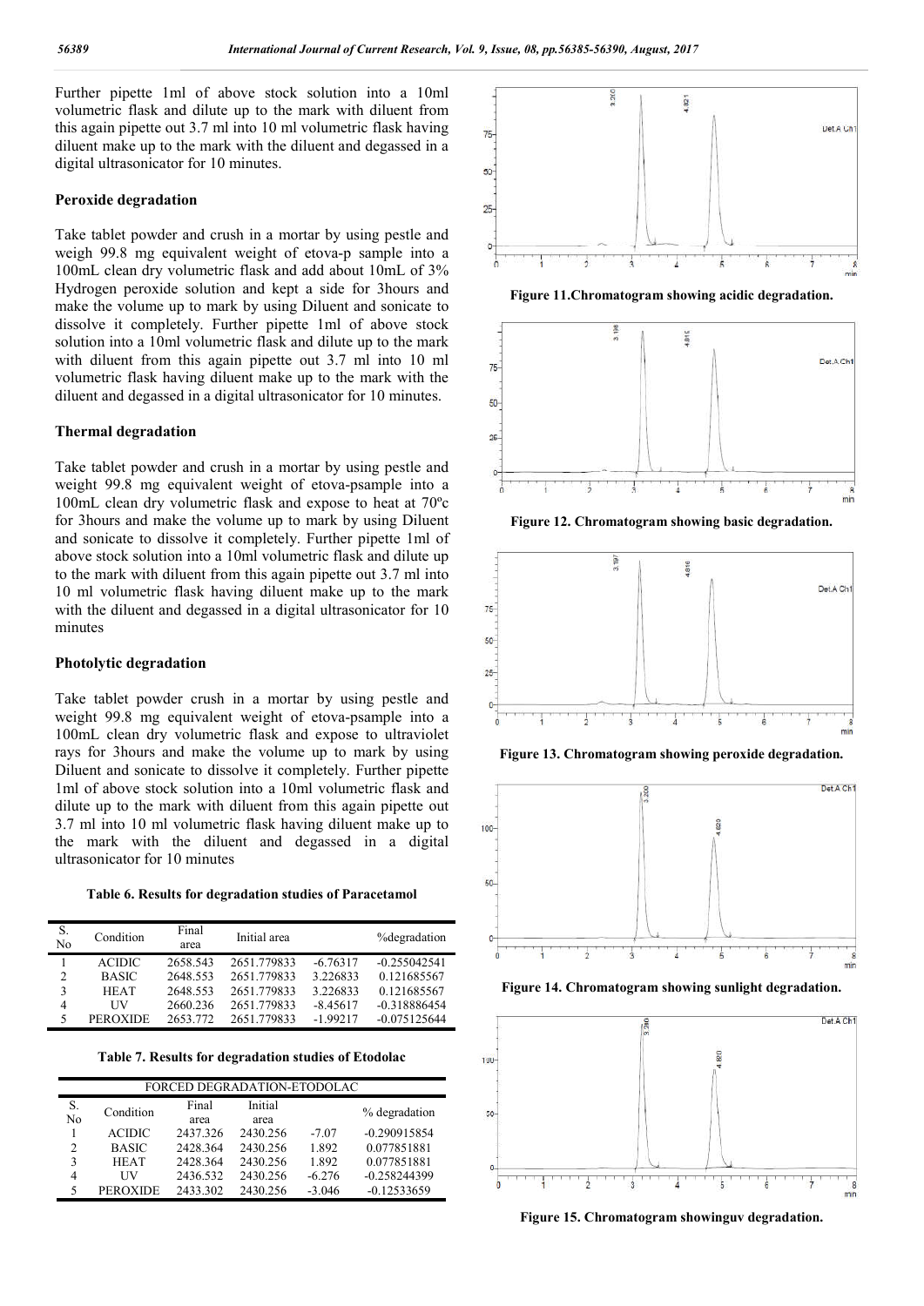Further pipette 1ml of above stock solution into a 10ml volumetric flask and dilute up to the mark with diluent from this again pipette out 3.7 ml into 10 ml volumetric flask having diluent make up to the mark with the diluent and degassed in a digital ultrasonicator for 10 minutes.

## Peroxide degradation

Take tablet powder and crush in a mortar by using pestle and weigh 99.8 mg equivalent weight of etova-p sample into a 100mL clean dry volumetric flask and add about 10mL of 3% Hydrogen peroxide solution and kept a side for 3hours and make the volume up to mark by using Diluent and sonicate to dissolve it completely. Further pipette 1ml of above stock solution into a 10ml volumetric flask and dilute up to the mark with diluent from this again pipette out 3.7 ml into 10 ml volumetric flask having diluent make up to the mark with the diluent and degassed in a digital ultrasonicator for 10 minutes.

## Thermal degradation

Take tablet powder and crush in a mortar by using pestle and weight 99.8 mg equivalent weight of etova-psample into a 100mL clean dry volumetric flask and expose to heat at 70ºc for 3hours and make the volume up to mark by using Diluent and sonicate to dissolve it completely. Further pipette 1ml of above stock solution into a 10ml volumetric flask and dilute up to the mark with diluent from this again pipette out 3.7 ml into 10 ml volumetric flask having diluent make up to the mark with the diluent and degassed in a digital ultrasonicator for 10 minutes

## Photolytic degradation

Take tablet powder crush in a mortar by using pestle and weight 99.8 mg equivalent weight of etova-psample into a 100mL clean dry volumetric flask and expose to ultraviolet rays for 3hours and make the volume up to mark by using Diluent and sonicate to dissolve it completely. Further pipette 1ml of above stock solution into a 10ml volumetric flask and dilute up to the mark with diluent from this again pipette out 3.7 ml into 10 ml volumetric flask having diluent make up to the mark with the diluent and degassed in a digital ultrasonicator for 10 minutes

**Table 6. Results for degradation studies of Paracetamol**

| S. No | Condition | Final area | Initial area | | %degradation |
|---|---|---|---|---|---|
| 1 | ACIDIC | 2658.543 | 2651.779833 | -6.76317 | -0.255042541 |
| 2 | BASIC | 2648.553 | 2651.779833 | 3.226833 | 0.121685567 |
| 3 | HEAT | 2648.553 | 2651.779833 | 3.226833 | 0.121685567 |
| 4 | UV | 2660.236 | 2651.779833 | -8.45617 | -0.318886454 |
| 5 | PEROXIDE | 2653.772 | 2651.779833 | -1.99217 | -0.075125644 |

**Table 7. Results for degradation studies of Etodolac**

| FORCED DEGRADATION-ETODOLAC | | | | | |
|---|---|---|---|---|---|
| S. No | Condition | Final area | Initial area | | % degradation |
| 1 | ACIDIC | 2437.326 | 2430.256 | -7.07 | -0.290915854 |
| 2 | BASIC | 2428.364 | 2430.256 | 1.892 | 0.077851881 |
| 3 | HEAT | 2428.364 | 2430.256 | 1.892 | 0.077851881 |
| 4 | UV | 2436.532 | 2430.256 | -6.276 | -0.258244399 |
| 5 | PEROXIDE | 2433.302 | 2430.256 | -3.046 | -0.12533659 |

Figure 11.Chromatogram showing acidic degradation.

Figure 12. Chromatogram showing basic degradation.

Figure 13. Chromatogram showing peroxide degradation.

Figure 14. Chromatogram showing sunlight degradation.

Figure 15. Chromatogram showinguv degradation.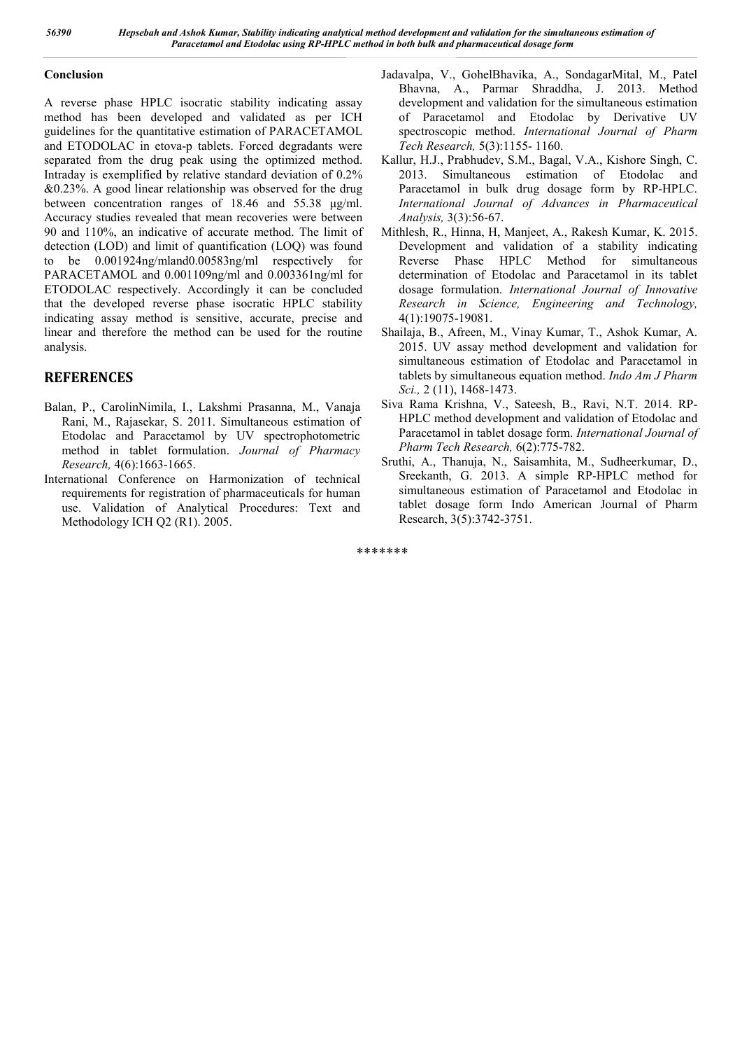## Conclusion

A reverse phase HPLC isocratic stability indicating assay method has been developed and validated as per ICH guidelines for the quantitative estimation of PARACETAMOL and ETODOLAC in etova-p tablets. Forced degradants were separated from the drug peak using the optimized method. Intraday is exemplified by relative standard deviation of 0.2% &0.23%. A good linear relationship was observed for the drug between concentration ranges of 18.46 and 55.38 µg/ml. Accuracy studies revealed that mean recoveries were between 90 and 110%, an indicative of accurate method. The limit of detection (LOD) and limit of quantification (LOQ) was found to be 0.001924ng/mland0.00583ng/ml respectively for PARACETAMOL and 0.001109ng/ml and 0.003361ng/ml for ETODOLAC respectively. Accordingly it can be concluded that the developed reverse phase isocratic HPLC stability indicating assay method is sensitive, accurate, precise and linear and therefore the method can be used for the routine analysis.

## REFERENCES

- Balan, P., CarolinNimila, I., Lakshmi Prasanna, M., Vanaja Rani, M., Rajasekar, S. 2011. Simultaneous estimation of Etodolac and Paracetamol by UV spectrophotometric method in tablet formulation. *Journal of Pharmacy Research,* 4(6):1663-1665.
- International Conference on Harmonization of technical requirements for registration of pharmaceuticals for human use. Validation of Analytical Procedures: Text and Methodology ICH Q2 (R1). 2005.
- Jadavalpa, V., GohelBhavika, A., SondagarMital, M., Patel Bhavna, A., Parmar Shraddha, J. 2013. Method development and validation for the simultaneous estimation of Paracetamol and Etodolac by Derivative UV spectroscopic method. *International Journal of Pharm Tech Research,* 5(3):1155- 1160.
- Kallur, H.J., Prabhudev, S.M., Bagal, V.A., Kishore Singh, C. 2013. Simultaneous estimation of Etodolac and Paracetamol in bulk drug dosage form by RP-HPLC. *International Journal of Advances in Pharmaceutical Analysis,* 3(3):56-67.
- Mithlesh, R., Hinna, H, Manjeet, A., Rakesh Kumar, K. 2015. Development and validation of a stability indicating Reverse Phase HPLC Method for simultaneous determination of Etodolac and Paracetamol in its tablet dosage formulation. *International Journal of Innovative Research in Science, Engineering and Technology,* 4(1):19075-19081.
- Shailaja, B., Afreen, M., Vinay Kumar, T., Ashok Kumar, A. 2015. UV assay method development and validation for simultaneous estimation of Etodolac and Paracetamol in tablets by simultaneous equation method. *Indo Am J Pharm Sci.,* 2 (11), 1468-1473.
- Siva Rama Krishna, V., Sateesh, B., Ravi, N.T. 2014. RP-HPLC method development and validation of Etodolac and Paracetamol in tablet dosage form. *International Journal of Pharm Tech Research,* 6(2):775-782.
- Sruthi, A., Thanuja, N., Saisamhita, M., Sudheerkumar, D., Sreekanth, G. 2013. A simple RP-HPLC method for simultaneous estimation of Paracetamol and Etodolac in tablet dosage form Indo American Journal of Pharm Research, 3(5):3742-3751.

*******